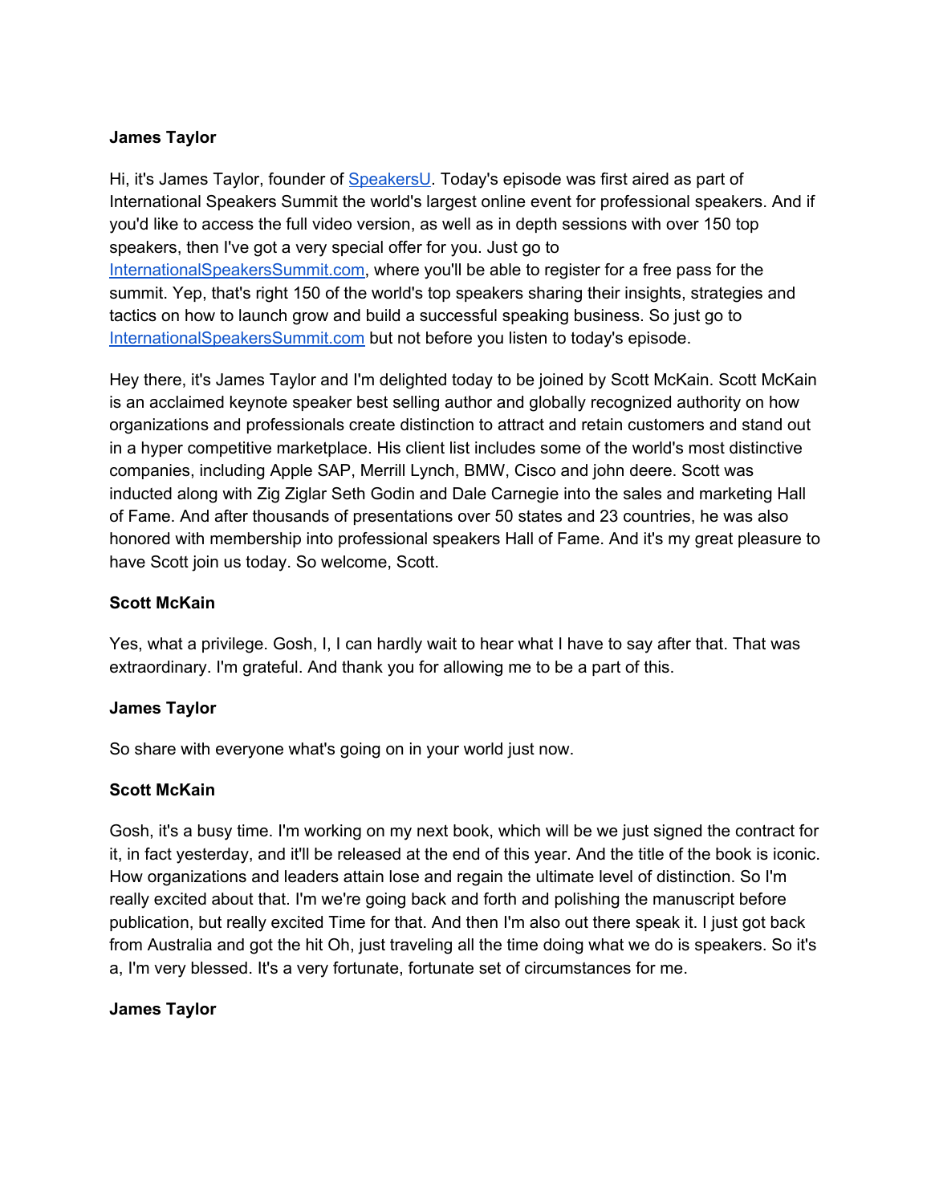**James Taylor**

Hi, it's James Taylor, founder of [SpeakersU](). Today's episode was first aired as part of International Speakers Summit the world's largest online event for professional speakers. And if you'd like to access the full video version, as well as in depth sessions with over 150 top speakers, then I've got a very special offer for you. Just go to [InternationalSpeakersSummit.com](), where you'll be able to register for a free pass for the summit. Yep, that's right 150 of the world's top speakers sharing their insights, strategies and tactics on how to launch grow and build a successful speaking business. So just go to [InternationalSpeakersSummit.com]() but not before you listen to today's episode.

Hey there, it's James Taylor and I'm delighted today to be joined by Scott McKain. Scott McKain is an acclaimed keynote speaker best selling author and globally recognized authority on how organizations and professionals create distinction to attract and retain customers and stand out in a hyper competitive marketplace. His client list includes some of the world's most distinctive companies, including Apple SAP, Merrill Lynch, BMW, Cisco and john deere. Scott was inducted along with Zig Ziglar Seth Godin and Dale Carnegie into the sales and marketing Hall of Fame. And after thousands of presentations over 50 states and 23 countries, he was also honored with membership into professional speakers Hall of Fame. And it's my great pleasure to have Scott join us today. So welcome, Scott.

**Scott McKain**

Yes, what a privilege. Gosh, I, I can hardly wait to hear what I have to say after that. That was extraordinary. I'm grateful. And thank you for allowing me to be a part of this.

**James Taylor**

So share with everyone what's going on in your world just now.

**Scott McKain**

Gosh, it's a busy time. I'm working on my next book, which will be we just signed the contract for it, in fact yesterday, and it'll be released at the end of this year. And the title of the book is iconic. How organizations and leaders attain lose and regain the ultimate level of distinction. So I'm really excited about that. I'm we're going back and forth and polishing the manuscript before publication, but really excited Time for that. And then I'm also out there speak it. I just got back from Australia and got the hit Oh, just traveling all the time doing what we do is speakers. So it's a, I'm very blessed. It's a very fortunate, fortunate set of circumstances for me.

**James Taylor**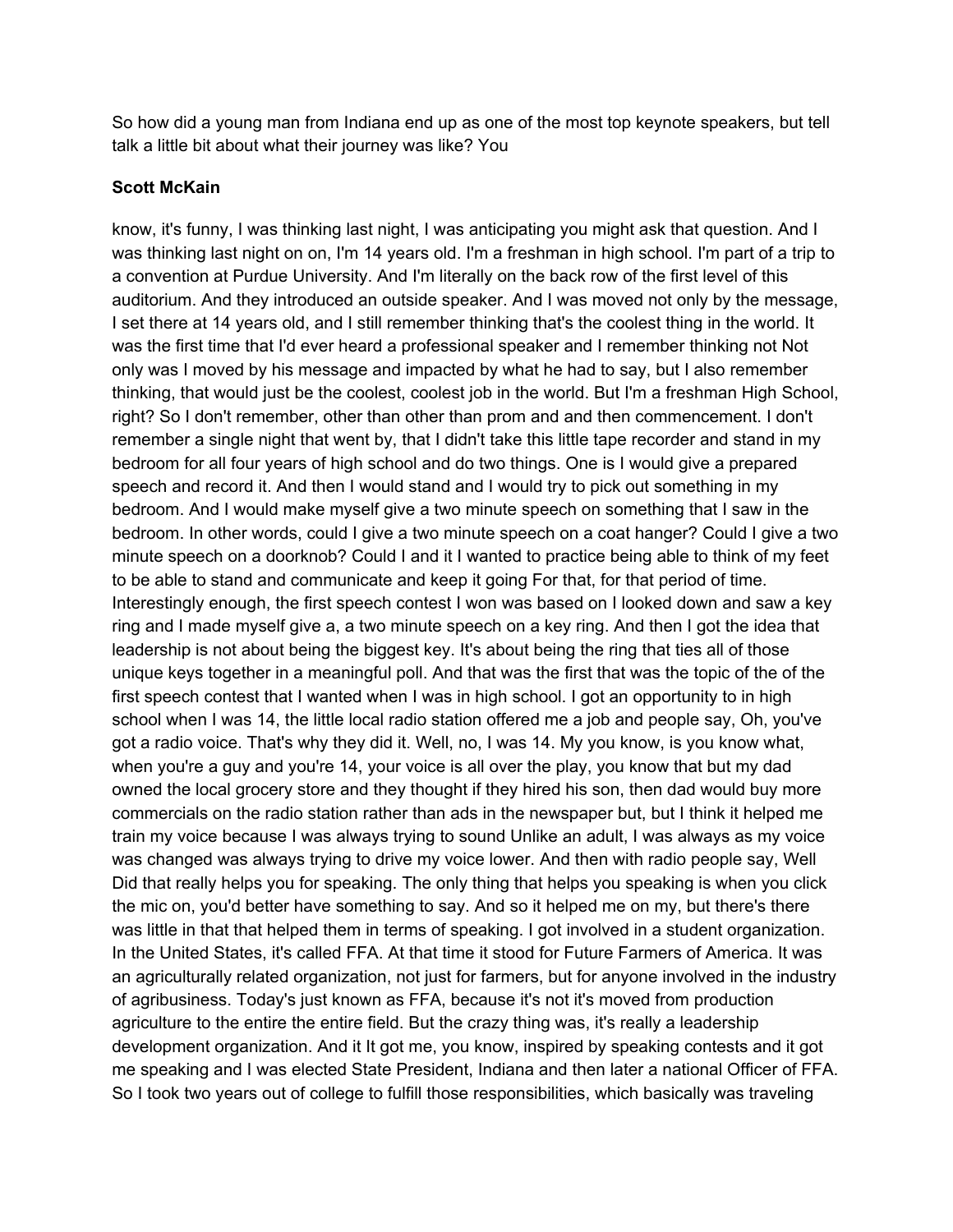So how did a young man from Indiana end up as one of the most top keynote speakers, but tell talk a little bit about what their journey was like? You

**Scott McKain**

know, it's funny, I was thinking last night, I was anticipating you might ask that question. And I was thinking last night on on, I'm 14 years old. I'm a freshman in high school. I'm part of a trip to a convention at Purdue University. And I'm literally on the back row of the first level of this auditorium. And they introduced an outside speaker. And I was moved not only by the message, I set there at 14 years old, and I still remember thinking that's the coolest thing in the world. It was the first time that I'd ever heard a professional speaker and I remember thinking not Not only was I moved by his message and impacted by what he had to say, but I also remember thinking, that would just be the coolest, coolest job in the world. But I'm a freshman High School, right? So I don't remember, other than other than prom and and then commencement. I don't remember a single night that went by, that I didn't take this little tape recorder and stand in my bedroom for all four years of high school and do two things. One is I would give a prepared speech and record it. And then I would stand and I would try to pick out something in my bedroom. And I would make myself give a two minute speech on something that I saw in the bedroom. In other words, could I give a two minute speech on a coat hanger? Could I give a two minute speech on a doorknob? Could I and it I wanted to practice being able to think of my feet to be able to stand and communicate and keep it going For that, for that period of time. Interestingly enough, the first speech contest I won was based on I looked down and saw a key ring and I made myself give a, a two minute speech on a key ring. And then I got the idea that leadership is not about being the biggest key. It's about being the ring that ties all of those unique keys together in a meaningful poll. And that was the first that was the topic of the of the first speech contest that I wanted when I was in high school. I got an opportunity to in high school when I was 14, the little local radio station offered me a job and people say, Oh, you've got a radio voice. That's why they did it. Well, no, I was 14. My you know, is you know what, when you're a guy and you're 14, your voice is all over the play, you know that but my dad owned the local grocery store and they thought if they hired his son, then dad would buy more commercials on the radio station rather than ads in the newspaper but, but I think it helped me train my voice because I was always trying to sound Unlike an adult, I was always as my voice was changed was always trying to drive my voice lower. And then with radio people say, Well Did that really helps you for speaking. The only thing that helps you speaking is when you click the mic on, you'd better have something to say. And so it helped me on my, but there's there was little in that that helped them in terms of speaking. I got involved in a student organization. In the United States, it's called FFA. At that time it stood for Future Farmers of America. It was an agriculturally related organization, not just for farmers, but for anyone involved in the industry of agribusiness. Today's just known as FFA, because it's not it's moved from production agriculture to the entire the entire field. But the crazy thing was, it's really a leadership development organization. And it It got me, you know, inspired by speaking contests and it got me speaking and I was elected State President, Indiana and then later a national Officer of FFA. So I took two years out of college to fulfill those responsibilities, which basically was traveling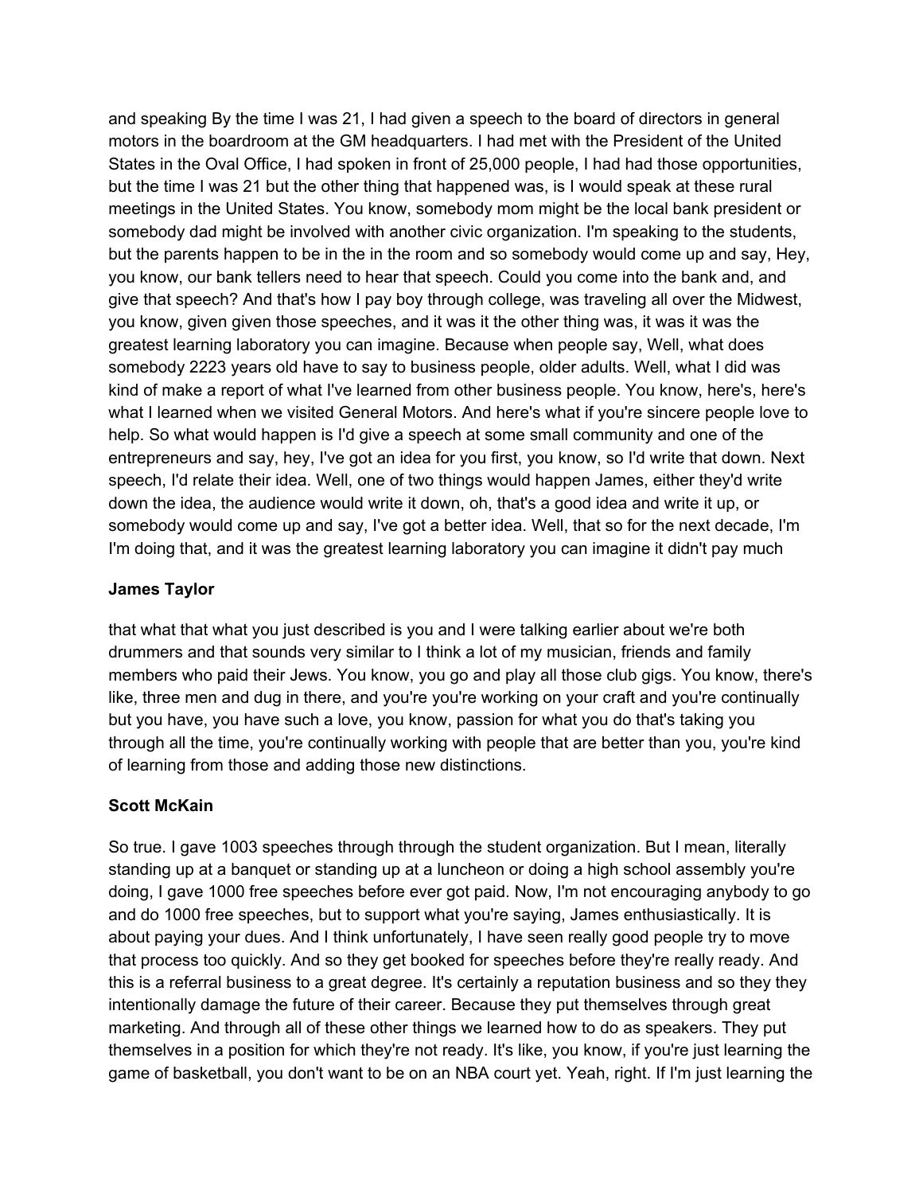and speaking By the time I was 21, I had given a speech to the board of directors in general motors in the boardroom at the GM headquarters. I had met with the President of the United States in the Oval Office, I had spoken in front of 25,000 people, I had had those opportunities, but the time I was 21 but the other thing that happened was, is I would speak at these rural meetings in the United States. You know, somebody mom might be the local bank president or somebody dad might be involved with another civic organization. I'm speaking to the students, but the parents happen to be in the in the room and so somebody would come up and say, Hey, you know, our bank tellers need to hear that speech. Could you come into the bank and, and give that speech? And that's how I pay boy through college, was traveling all over the Midwest, you know, given given those speeches, and it was it the other thing was, it was it was the greatest learning laboratory you can imagine. Because when people say, Well, what does somebody 2223 years old have to say to business people, older adults. Well, what I did was kind of make a report of what I've learned from other business people. You know, here's, here's what I learned when we visited General Motors. And here's what if you're sincere people love to help. So what would happen is I'd give a speech at some small community and one of the entrepreneurs and say, hey, I've got an idea for you first, you know, so I'd write that down. Next speech, I'd relate their idea. Well, one of two things would happen James, either they'd write down the idea, the audience would write it down, oh, that's a good idea and write it up, or somebody would come up and say, I've got a better idea. Well, that so for the next decade, I'm I'm doing that, and it was the greatest learning laboratory you can imagine it didn't pay much

**James Taylor**

that what that what you just described is you and I were talking earlier about we're both drummers and that sounds very similar to I think a lot of my musician, friends and family members who paid their Jews. You know, you go and play all those club gigs. You know, there's like, three men and dug in there, and you're you're working on your craft and you're continually but you have, you have such a love, you know, passion for what you do that's taking you through all the time, you're continually working with people that are better than you, you're kind of learning from those and adding those new distinctions.

**Scott McKain**

So true. I gave 1003 speeches through through the student organization. But I mean, literally standing up at a banquet or standing up at a luncheon or doing a high school assembly you're doing, I gave 1000 free speeches before ever got paid. Now, I'm not encouraging anybody to go and do 1000 free speeches, but to support what you're saying, James enthusiastically. It is about paying your dues. And I think unfortunately, I have seen really good people try to move that process too quickly. And so they get booked for speeches before they're really ready. And this is a referral business to a great degree. It's certainly a reputation business and so they they intentionally damage the future of their career. Because they put themselves through great marketing. And through all of these other things we learned how to do as speakers. They put themselves in a position for which they're not ready. It's like, you know, if you're just learning the game of basketball, you don't want to be on an NBA court yet. Yeah, right. If I'm just learning the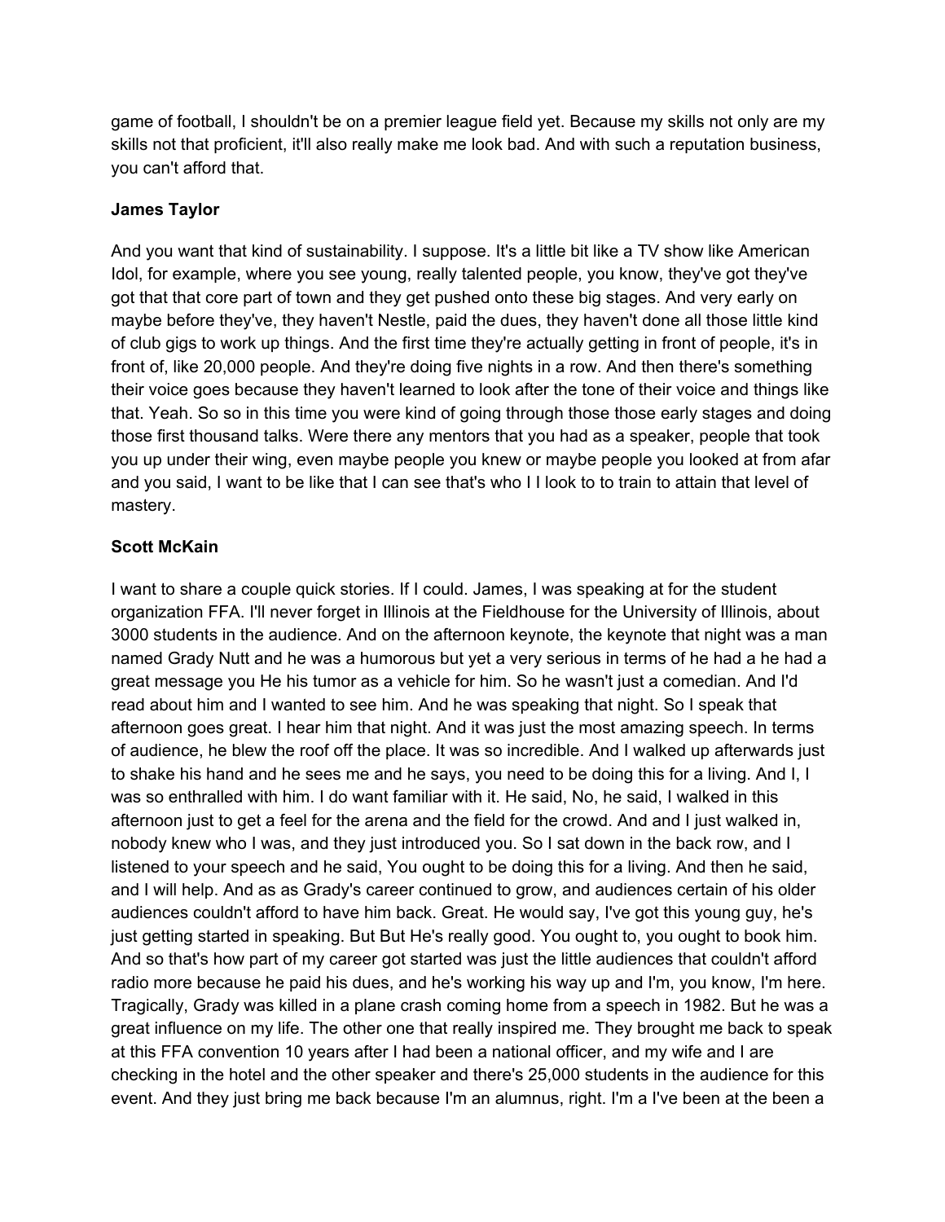game of football, I shouldn't be on a premier league field yet. Because my skills not only are my skills not that proficient, it'll also really make me look bad. And with such a reputation business, you can't afford that.

**James Taylor**

And you want that kind of sustainability. I suppose. It's a little bit like a TV show like American Idol, for example, where you see young, really talented people, you know, they've got they've got that that core part of town and they get pushed onto these big stages. And very early on maybe before they've, they haven't Nestle, paid the dues, they haven't done all those little kind of club gigs to work up things. And the first time they're actually getting in front of people, it's in front of, like 20,000 people. And they're doing five nights in a row. And then there's something their voice goes because they haven't learned to look after the tone of their voice and things like that. Yeah. So so in this time you were kind of going through those those early stages and doing those first thousand talks. Were there any mentors that you had as a speaker, people that took you up under their wing, even maybe people you knew or maybe people you looked at from afar and you said, I want to be like that I can see that's who I I look to to train to attain that level of mastery.

**Scott McKain**

I want to share a couple quick stories. If I could. James, I was speaking at for the student organization FFA. I'll never forget in Illinois at the Fieldhouse for the University of Illinois, about 3000 students in the audience. And on the afternoon keynote, the keynote that night was a man named Grady Nutt and he was a humorous but yet a very serious in terms of he had a he had a great message you He his tumor as a vehicle for him. So he wasn't just a comedian. And I'd read about him and I wanted to see him. And he was speaking that night. So I speak that afternoon goes great. I hear him that night. And it was just the most amazing speech. In terms of audience, he blew the roof off the place. It was so incredible. And I walked up afterwards just to shake his hand and he sees me and he says, you need to be doing this for a living. And I, I was so enthralled with him. I do want familiar with it. He said, No, he said, I walked in this afternoon just to get a feel for the arena and the field for the crowd. And and I just walked in, nobody knew who I was, and they just introduced you. So I sat down in the back row, and I listened to your speech and he said, You ought to be doing this for a living. And then he said, and I will help. And as as Grady's career continued to grow, and audiences certain of his older audiences couldn't afford to have him back. Great. He would say, I've got this young guy, he's just getting started in speaking. But But He's really good. You ought to, you ought to book him. And so that's how part of my career got started was just the little audiences that couldn't afford radio more because he paid his dues, and he's working his way up and I'm, you know, I'm here. Tragically, Grady was killed in a plane crash coming home from a speech in 1982. But he was a great influence on my life. The other one that really inspired me. They brought me back to speak at this FFA convention 10 years after I had been a national officer, and my wife and I are checking in the hotel and the other speaker and there's 25,000 students in the audience for this event. And they just bring me back because I'm an alumnus, right. I'm a I've been at the been a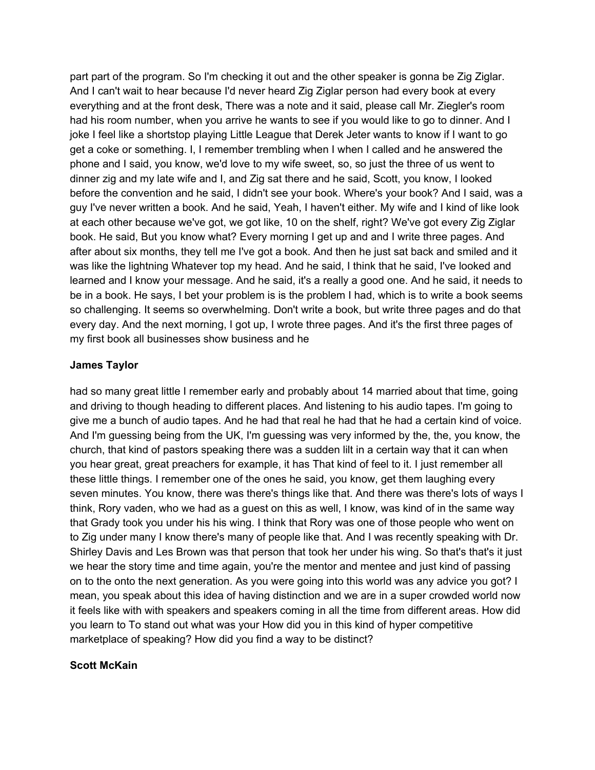part part of the program. So I'm checking it out and the other speaker is gonna be Zig Ziglar. And I can't wait to hear because I'd never heard Zig Ziglar person had every book at every everything and at the front desk, There was a note and it said, please call Mr. Ziegler's room had his room number, when you arrive he wants to see if you would like to go to dinner. And I joke I feel like a shortstop playing Little League that Derek Jeter wants to know if I want to go get a coke or something. I, I remember trembling when I when I called and he answered the phone and I said, you know, we'd love to my wife sweet, so, so just the three of us went to dinner zig and my late wife and I, and Zig sat there and he said, Scott, you know, I looked before the convention and he said, I didn't see your book. Where's your book? And I said, was a guy I've never written a book. And he said, Yeah, I haven't either. My wife and I kind of like look at each other because we've got, we got like, 10 on the shelf, right? We've got every Zig Ziglar book. He said, But you know what? Every morning I get up and and I write three pages. And after about six months, they tell me I've got a book. And then he just sat back and smiled and it was like the lightning Whatever top my head. And he said, I think that he said, I've looked and learned and I know your message. And he said, it's a really a good one. And he said, it needs to be in a book. He says, I bet your problem is is the problem I had, which is to write a book seems so challenging. It seems so overwhelming. Don't write a book, but write three pages and do that every day. And the next morning, I got up, I wrote three pages. And it's the first three pages of my first book all businesses show business and he

**James Taylor**

had so many great little I remember early and probably about 14 married about that time, going and driving to though heading to different places. And listening to his audio tapes. I'm going to give me a bunch of audio tapes. And he had that real he had that he had a certain kind of voice. And I'm guessing being from the UK, I'm guessing was very informed by the, the, you know, the church, that kind of pastors speaking there was a sudden lilt in a certain way that it can when you hear great, great preachers for example, it has That kind of feel to it. I just remember all these little things. I remember one of the ones he said, you know, get them laughing every seven minutes. You know, there was there's things like that. And there was there's lots of ways I think, Rory vaden, who we had as a guest on this as well, I know, was kind of in the same way that Grady took you under his his wing. I think that Rory was one of those people who went on to Zig under many I know there's many of people like that. And I was recently speaking with Dr. Shirley Davis and Les Brown was that person that took her under his wing. So that's that's it just we hear the story time and time again, you're the mentor and mentee and just kind of passing on to the onto the next generation. As you were going into this world was any advice you got? I mean, you speak about this idea of having distinction and we are in a super crowded world now it feels like with with speakers and speakers coming in all the time from different areas. How did you learn to To stand out what was your How did you in this kind of hyper competitive marketplace of speaking? How did you find a way to be distinct?

**Scott McKain**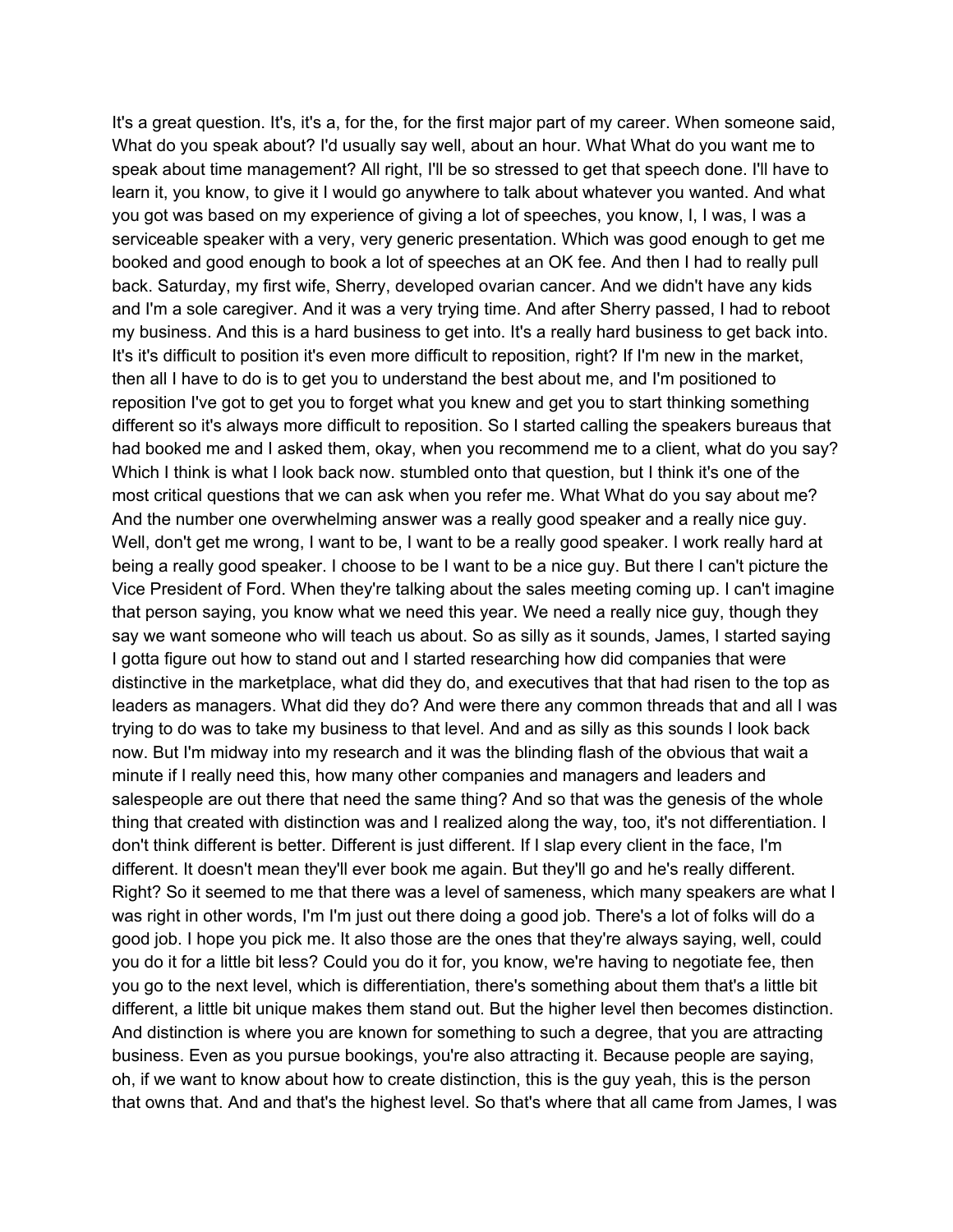It's a great question. It's, it's a, for the, for the first major part of my career. When someone said, What do you speak about? I'd usually say well, about an hour. What What do you want me to speak about time management? All right, I'll be so stressed to get that speech done. I'll have to learn it, you know, to give it I would go anywhere to talk about whatever you wanted. And what you got was based on my experience of giving a lot of speeches, you know, I, I was, I was a serviceable speaker with a very, very generic presentation. Which was good enough to get me booked and good enough to book a lot of speeches at an OK fee. And then I had to really pull back. Saturday, my first wife, Sherry, developed ovarian cancer. And we didn't have any kids and I'm a sole caregiver. And it was a very trying time. And after Sherry passed, I had to reboot my business. And this is a hard business to get into. It's a really hard business to get back into. It's it's difficult to position it's even more difficult to reposition, right? If I'm new in the market, then all I have to do is to get you to understand the best about me, and I'm positioned to reposition I've got to get you to forget what you knew and get you to start thinking something different so it's always more difficult to reposition. So I started calling the speakers bureaus that had booked me and I asked them, okay, when you recommend me to a client, what do you say? Which I think is what I look back now. stumbled onto that question, but I think it's one of the most critical questions that we can ask when you refer me. What What do you say about me? And the number one overwhelming answer was a really good speaker and a really nice guy. Well, don't get me wrong, I want to be, I want to be a really good speaker. I work really hard at being a really good speaker. I choose to be I want to be a nice guy. But there I can't picture the Vice President of Ford. When they're talking about the sales meeting coming up. I can't imagine that person saying, you know what we need this year. We need a really nice guy, though they say we want someone who will teach us about. So as silly as it sounds, James, I started saying I gotta figure out how to stand out and I started researching how did companies that were distinctive in the marketplace, what did they do, and executives that that had risen to the top as leaders as managers. What did they do? And were there any common threads that and all I was trying to do was to take my business to that level. And and as silly as this sounds I look back now. But I'm midway into my research and it was the blinding flash of the obvious that wait a minute if I really need this, how many other companies and managers and leaders and salespeople are out there that need the same thing? And so that was the genesis of the whole thing that created with distinction was and I realized along the way, too, it's not differentiation. I don't think different is better. Different is just different. If I slap every client in the face, I'm different. It doesn't mean they'll ever book me again. But they'll go and he's really different. Right? So it seemed to me that there was a level of sameness, which many speakers are what I was right in other words, I'm I'm just out there doing a good job. There's a lot of folks will do a good job. I hope you pick me. It also those are the ones that they're always saying, well, could you do it for a little bit less? Could you do it for, you know, we're having to negotiate fee, then you go to the next level, which is differentiation, there's something about them that's a little bit different, a little bit unique makes them stand out. But the higher level then becomes distinction. And distinction is where you are known for something to such a degree, that you are attracting business. Even as you pursue bookings, you're also attracting it. Because people are saying, oh, if we want to know about how to create distinction, this is the guy yeah, this is the person that owns that. And and that's the highest level. So that's where that all came from James, I was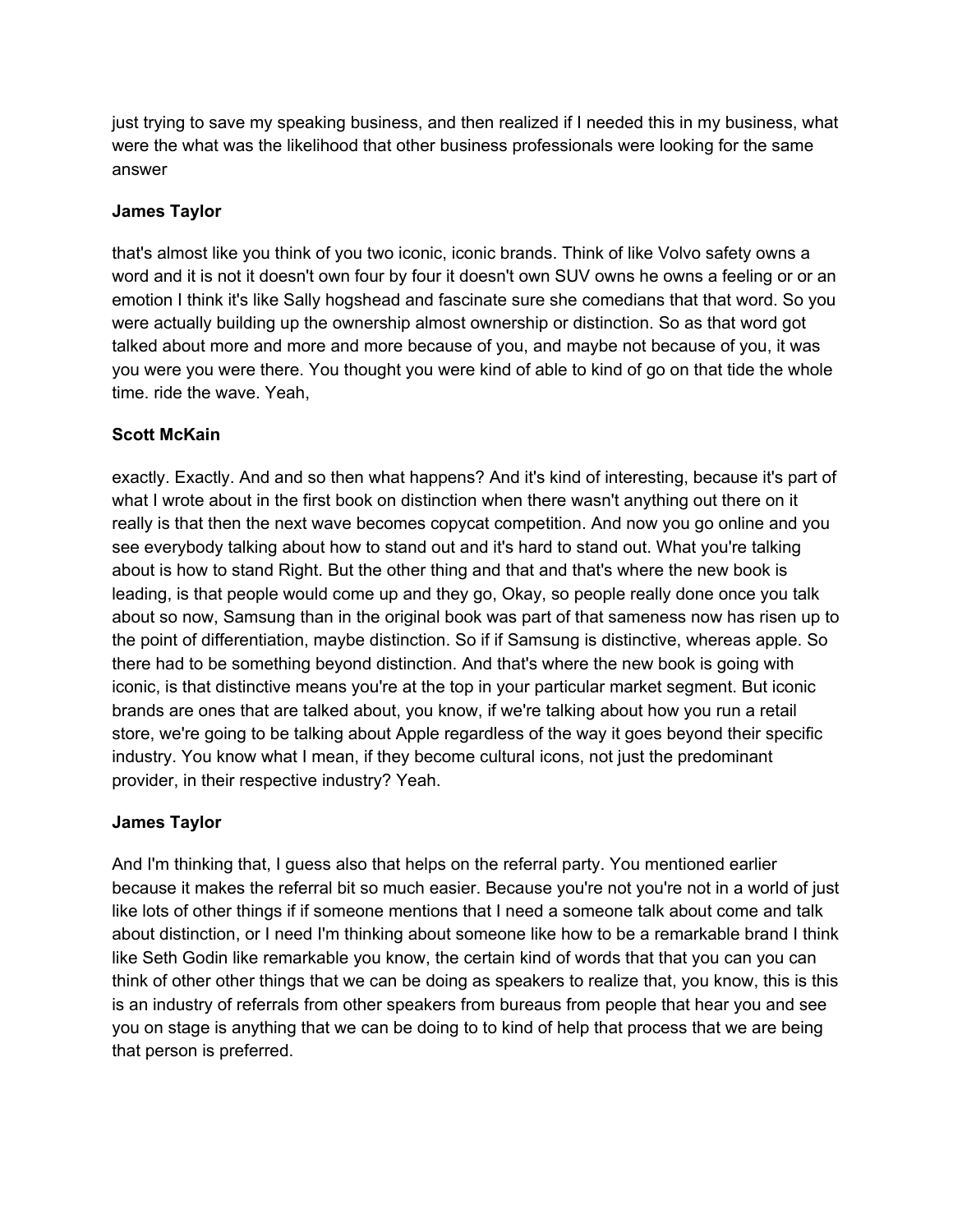just trying to save my speaking business, and then realized if I needed this in my business, what were the what was the likelihood that other business professionals were looking for the same answer

**James Taylor**

that's almost like you think of you two iconic, iconic brands. Think of like Volvo safety owns a word and it is not it doesn't own four by four it doesn't own SUV owns he owns a feeling or or an emotion I think it's like Sally hogshead and fascinate sure she comedians that that word. So you were actually building up the ownership almost ownership or distinction. So as that word got talked about more and more and more because of you, and maybe not because of you, it was you were you were there. You thought you were kind of able to kind of go on that tide the whole time. ride the wave. Yeah,

**Scott McKain**

exactly. Exactly. And and so then what happens? And it's kind of interesting, because it's part of what I wrote about in the first book on distinction when there wasn't anything out there on it really is that then the next wave becomes copycat competition. And now you go online and you see everybody talking about how to stand out and it's hard to stand out. What you're talking about is how to stand Right. But the other thing and that and that's where the new book is leading, is that people would come up and they go, Okay, so people really done once you talk about so now, Samsung than in the original book was part of that sameness now has risen up to the point of differentiation, maybe distinction. So if if Samsung is distinctive, whereas apple. So there had to be something beyond distinction. And that's where the new book is going with iconic, is that distinctive means you're at the top in your particular market segment. But iconic brands are ones that are talked about, you know, if we're talking about how you run a retail store, we're going to be talking about Apple regardless of the way it goes beyond their specific industry. You know what I mean, if they become cultural icons, not just the predominant provider, in their respective industry? Yeah.

**James Taylor**

And I'm thinking that, I guess also that helps on the referral party. You mentioned earlier because it makes the referral bit so much easier. Because you're not you're not in a world of just like lots of other things if if someone mentions that I need a someone talk about come and talk about distinction, or I need I'm thinking about someone like how to be a remarkable brand I think like Seth Godin like remarkable you know, the certain kind of words that that you can you can think of other other things that we can be doing as speakers to realize that, you know, this is this is an industry of referrals from other speakers from bureaus from people that hear you and see you on stage is anything that we can be doing to to kind of help that process that we are being that person is preferred.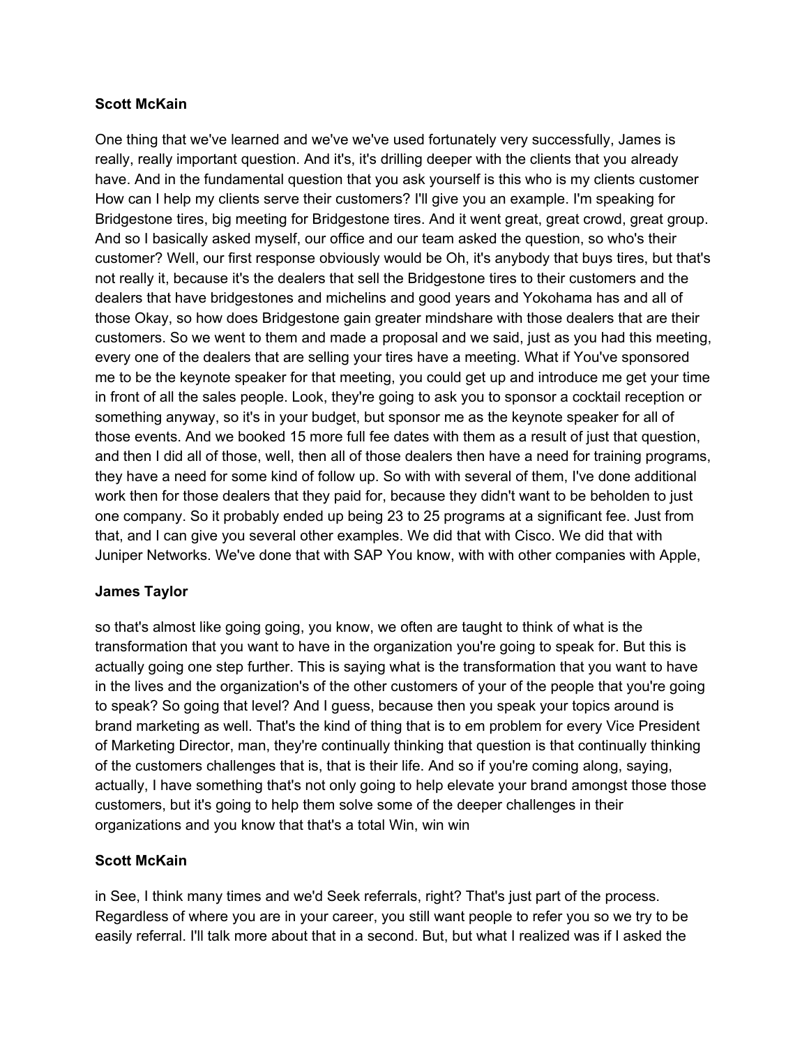**Scott McKain**

One thing that we've learned and we've we've used fortunately very successfully, James is really, really important question. And it's, it's drilling deeper with the clients that you already have. And in the fundamental question that you ask yourself is this who is my clients customer How can I help my clients serve their customers? I'll give you an example. I'm speaking for Bridgestone tires, big meeting for Bridgestone tires. And it went great, great crowd, great group. And so I basically asked myself, our office and our team asked the question, so who's their customer? Well, our first response obviously would be Oh, it's anybody that buys tires, but that's not really it, because it's the dealers that sell the Bridgestone tires to their customers and the dealers that have bridgestones and michelins and good years and Yokohama has and all of those Okay, so how does Bridgestone gain greater mindshare with those dealers that are their customers. So we went to them and made a proposal and we said, just as you had this meeting, every one of the dealers that are selling your tires have a meeting. What if You've sponsored me to be the keynote speaker for that meeting, you could get up and introduce me get your time in front of all the sales people. Look, they're going to ask you to sponsor a cocktail reception or something anyway, so it's in your budget, but sponsor me as the keynote speaker for all of those events. And we booked 15 more full fee dates with them as a result of just that question, and then I did all of those, well, then all of those dealers then have a need for training programs, they have a need for some kind of follow up. So with with several of them, I've done additional work then for those dealers that they paid for, because they didn't want to be beholden to just one company. So it probably ended up being 23 to 25 programs at a significant fee. Just from that, and I can give you several other examples. We did that with Cisco. We did that with Juniper Networks. We've done that with SAP You know, with with other companies with Apple,

**James Taylor**

so that's almost like going going, you know, we often are taught to think of what is the transformation that you want to have in the organization you're going to speak for. But this is actually going one step further. This is saying what is the transformation that you want to have in the lives and the organization's of the other customers of your of the people that you're going to speak? So going that level? And I guess, because then you speak your topics around is brand marketing as well. That's the kind of thing that is to em problem for every Vice President of Marketing Director, man, they're continually thinking that question is that continually thinking of the customers challenges that is, that is their life. And so if you're coming along, saying, actually, I have something that's not only going to help elevate your brand amongst those those customers, but it's going to help them solve some of the deeper challenges in their organizations and you know that that's a total Win, win win

**Scott McKain**

in See, I think many times and we'd Seek referrals, right? That's just part of the process. Regardless of where you are in your career, you still want people to refer you so we try to be easily referral. I'll talk more about that in a second. But, but what I realized was if I asked the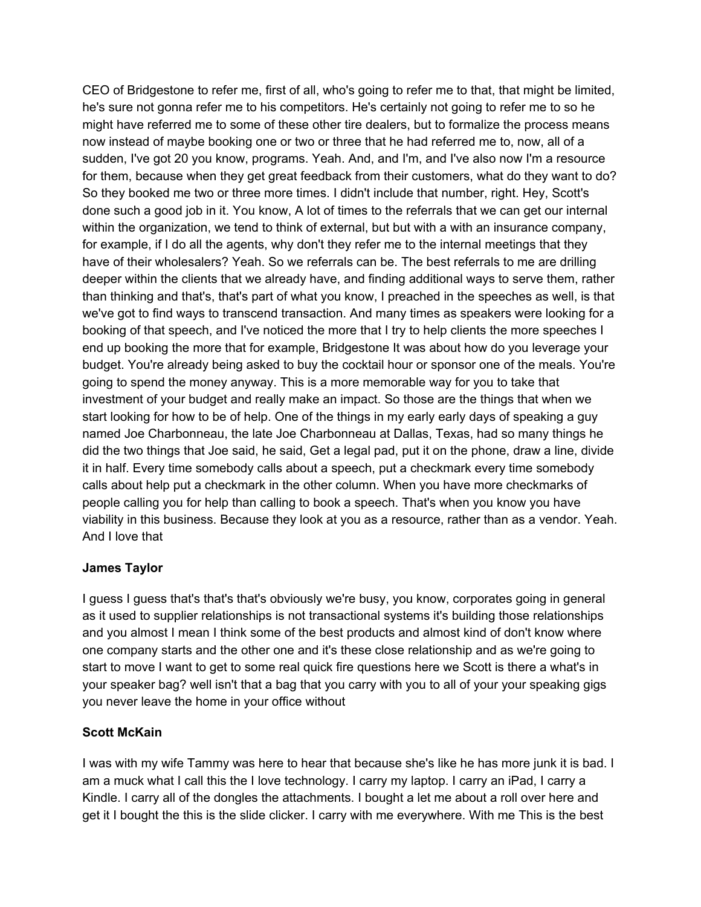CEO of Bridgestone to refer me, first of all, who's going to refer me to that, that might be limited, he's sure not gonna refer me to his competitors. He's certainly not going to refer me to so he might have referred me to some of these other tire dealers, but to formalize the process means now instead of maybe booking one or two or three that he had referred me to, now, all of a sudden, I've got 20 you know, programs. Yeah. And, and I'm, and I've also now I'm a resource for them, because when they get great feedback from their customers, what do they want to do? So they booked me two or three more times. I didn't include that number, right. Hey, Scott's done such a good job in it. You know, A lot of times to the referrals that we can get our internal within the organization, we tend to think of external, but but with a with an insurance company, for example, if I do all the agents, why don't they refer me to the internal meetings that they have of their wholesalers? Yeah. So we referrals can be. The best referrals to me are drilling deeper within the clients that we already have, and finding additional ways to serve them, rather than thinking and that's, that's part of what you know, I preached in the speeches as well, is that we've got to find ways to transcend transaction. And many times as speakers were looking for a booking of that speech, and I've noticed the more that I try to help clients the more speeches I end up booking the more that for example, Bridgestone It was about how do you leverage your budget. You're already being asked to buy the cocktail hour or sponsor one of the meals. You're going to spend the money anyway. This is a more memorable way for you to take that investment of your budget and really make an impact. So those are the things that when we start looking for how to be of help. One of the things in my early early days of speaking a guy named Joe Charbonneau, the late Joe Charbonneau at Dallas, Texas, had so many things he did the two things that Joe said, he said, Get a legal pad, put it on the phone, draw a line, divide it in half. Every time somebody calls about a speech, put a checkmark every time somebody calls about help put a checkmark in the other column. When you have more checkmarks of people calling you for help than calling to book a speech. That's when you know you have viability in this business. Because they look at you as a resource, rather than as a vendor. Yeah. And I love that

**James Taylor**

I guess I guess that's that's that's obviously we're busy, you know, corporates going in general as it used to supplier relationships is not transactional systems it's building those relationships and you almost I mean I think some of the best products and almost kind of don't know where one company starts and the other one and it's these close relationship and as we're going to start to move I want to get to some real quick fire questions here we Scott is there a what's in your speaker bag? well isn't that a bag that you carry with you to all of your your speaking gigs you never leave the home in your office without

**Scott McKain**

I was with my wife Tammy was here to hear that because she's like he has more junk it is bad. I am a muck what I call this the I love technology. I carry my laptop. I carry an iPad, I carry a Kindle. I carry all of the dongles the attachments. I bought a let me about a roll over here and get it I bought the this is the slide clicker. I carry with me everywhere. With me This is the best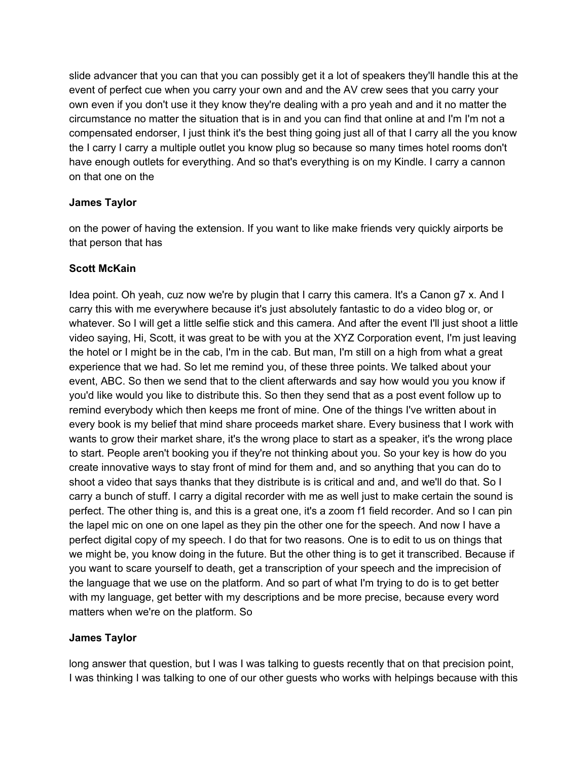slide advancer that you can that you can possibly get it a lot of speakers they'll handle this at the event of perfect cue when you carry your own and and the AV crew sees that you carry your own even if you don't use it they know they're dealing with a pro yeah and and it no matter the circumstance no matter the situation that is in and you can find that online at and I'm I'm not a compensated endorser, I just think it's the best thing going just all of that I carry all the you know the I carry I carry a multiple outlet you know plug so because so many times hotel rooms don't have enough outlets for everything. And so that's everything is on my Kindle. I carry a cannon on that one on the

**James Taylor**

on the power of having the extension. If you want to like make friends very quickly airports be that person that has

**Scott McKain**

Idea point. Oh yeah, cuz now we're by plugin that I carry this camera. It's a Canon g7 x. And I carry this with me everywhere because it's just absolutely fantastic to do a video blog or, or whatever. So I will get a little selfie stick and this camera. And after the event I'll just shoot a little video saying, Hi, Scott, it was great to be with you at the XYZ Corporation event, I'm just leaving the hotel or I might be in the cab, I'm in the cab. But man, I'm still on a high from what a great experience that we had. So let me remind you, of these three points. We talked about your event, ABC. So then we send that to the client afterwards and say how would you you know if you'd like would you like to distribute this. So then they send that as a post event follow up to remind everybody which then keeps me front of mine. One of the things I've written about in every book is my belief that mind share proceeds market share. Every business that I work with wants to grow their market share, it's the wrong place to start as a speaker, it's the wrong place to start. People aren't booking you if they're not thinking about you. So your key is how do you create innovative ways to stay front of mind for them and, and so anything that you can do to shoot a video that says thanks that they distribute is is critical and and, and we'll do that. So I carry a bunch of stuff. I carry a digital recorder with me as well just to make certain the sound is perfect. The other thing is, and this is a great one, it's a zoom f1 field recorder. And so I can pin the lapel mic on one on one lapel as they pin the other one for the speech. And now I have a perfect digital copy of my speech. I do that for two reasons. One is to edit to us on things that we might be, you know doing in the future. But the other thing is to get it transcribed. Because if you want to scare yourself to death, get a transcription of your speech and the imprecision of the language that we use on the platform. And so part of what I'm trying to do is to get better with my language, get better with my descriptions and be more precise, because every word matters when we're on the platform. So

**James Taylor**

long answer that question, but I was I was talking to guests recently that on that precision point, I was thinking I was talking to one of our other guests who works with helpings because with this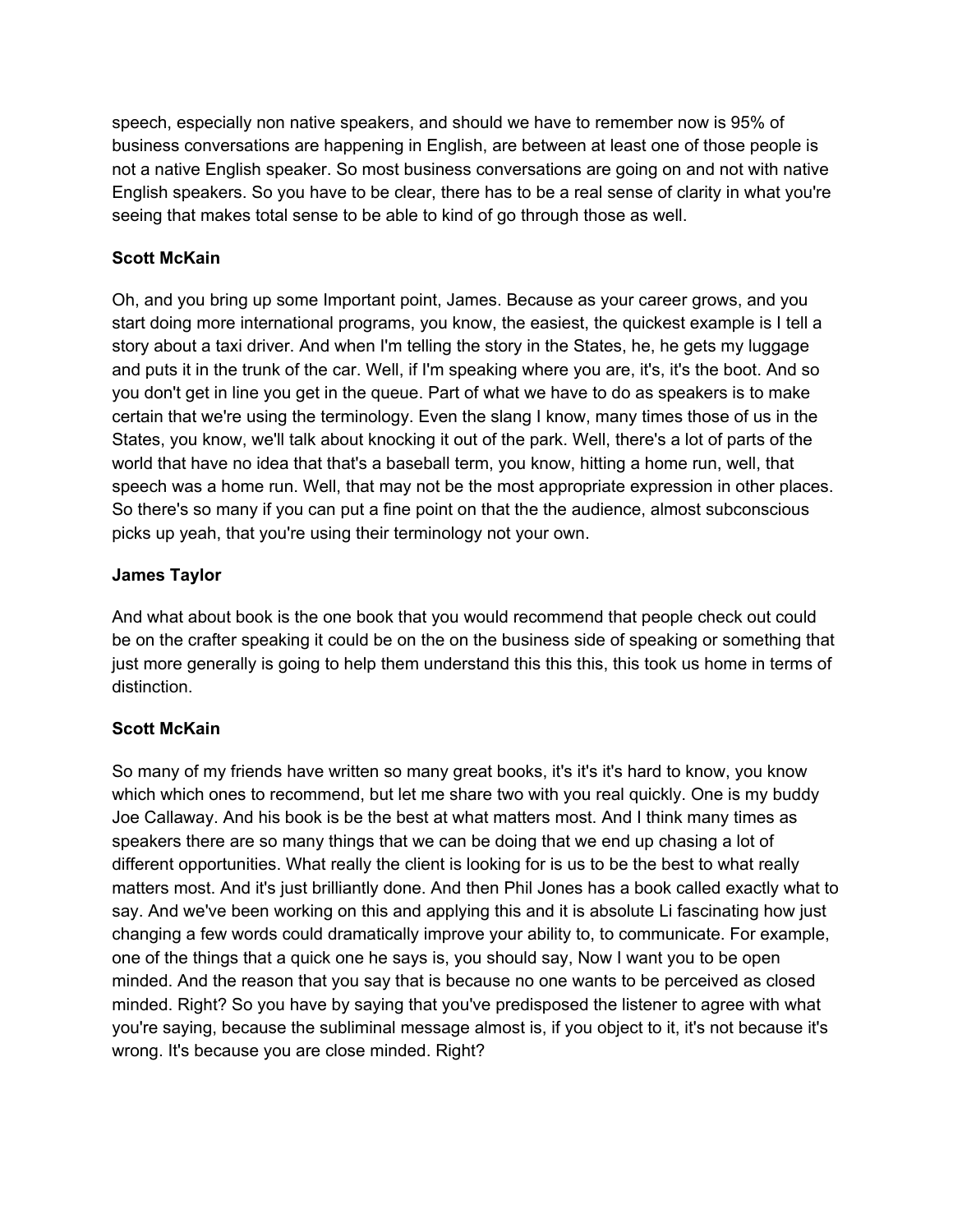speech, especially non native speakers, and should we have to remember now is 95% of business conversations are happening in English, are between at least one of those people is not a native English speaker. So most business conversations are going on and not with native English speakers. So you have to be clear, there has to be a real sense of clarity in what you're seeing that makes total sense to be able to kind of go through those as well.

**Scott McKain**

Oh, and you bring up some Important point, James. Because as your career grows, and you start doing more international programs, you know, the easiest, the quickest example is I tell a story about a taxi driver. And when I'm telling the story in the States, he, he gets my luggage and puts it in the trunk of the car. Well, if I'm speaking where you are, it's, it's the boot. And so you don't get in line you get in the queue. Part of what we have to do as speakers is to make certain that we're using the terminology. Even the slang I know, many times those of us in the States, you know, we'll talk about knocking it out of the park. Well, there's a lot of parts of the world that have no idea that that's a baseball term, you know, hitting a home run, well, that speech was a home run. Well, that may not be the most appropriate expression in other places. So there's so many if you can put a fine point on that the the audience, almost subconscious picks up yeah, that you're using their terminology not your own.

**James Taylor**

And what about book is the one book that you would recommend that people check out could be on the crafter speaking it could be on the on the business side of speaking or something that just more generally is going to help them understand this this this, this took us home in terms of distinction.

**Scott McKain**

So many of my friends have written so many great books, it's it's it's hard to know, you know which which ones to recommend, but let me share two with you real quickly. One is my buddy Joe Callaway. And his book is be the best at what matters most. And I think many times as speakers there are so many things that we can be doing that we end up chasing a lot of different opportunities. What really the client is looking for is us to be the best to what really matters most. And it's just brilliantly done. And then Phil Jones has a book called exactly what to say. And we've been working on this and applying this and it is absolute Li fascinating how just changing a few words could dramatically improve your ability to, to communicate. For example, one of the things that a quick one he says is, you should say, Now I want you to be open minded. And the reason that you say that is because no one wants to be perceived as closed minded. Right? So you have by saying that you've predisposed the listener to agree with what you're saying, because the subliminal message almost is, if you object to it, it's not because it's wrong. It's because you are close minded. Right?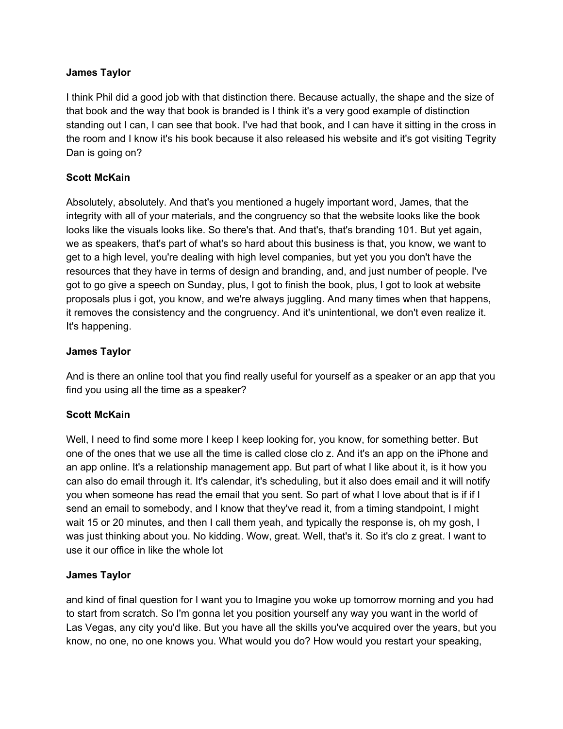**James Taylor**

I think Phil did a good job with that distinction there. Because actually, the shape and the size of that book and the way that book is branded is I think it's a very good example of distinction standing out I can, I can see that book. I've had that book, and I can have it sitting in the cross in the room and I know it's his book because it also released his website and it's got visiting Tegrity Dan is going on?

**Scott McKain**

Absolutely, absolutely. And that's you mentioned a hugely important word, James, that the integrity with all of your materials, and the congruency so that the website looks like the book looks like the visuals looks like. So there's that. And that's, that's branding 101. But yet again, we as speakers, that's part of what's so hard about this business is that, you know, we want to get to a high level, you're dealing with high level companies, but yet you you don't have the resources that they have in terms of design and branding, and, and just number of people. I've got to go give a speech on Sunday, plus, I got to finish the book, plus, I got to look at website proposals plus i got, you know, and we're always juggling. And many times when that happens, it removes the consistency and the congruency. And it's unintentional, we don't even realize it. It's happening.

**James Taylor**

And is there an online tool that you find really useful for yourself as a speaker or an app that you find you using all the time as a speaker?

**Scott McKain**

Well, I need to find some more I keep I keep looking for, you know, for something better. But one of the ones that we use all the time is called close clo z. And it's an app on the iPhone and an app online. It's a relationship management app. But part of what I like about it, is it how you can also do email through it. It's calendar, it's scheduling, but it also does email and it will notify you when someone has read the email that you sent. So part of what I love about that is if if I send an email to somebody, and I know that they've read it, from a timing standpoint, I might wait 15 or 20 minutes, and then I call them yeah, and typically the response is, oh my gosh, I was just thinking about you. No kidding. Wow, great. Well, that's it. So it's clo z great. I want to use it our office in like the whole lot

**James Taylor**

and kind of final question for I want you to Imagine you woke up tomorrow morning and you had to start from scratch. So I'm gonna let you position yourself any way you want in the world of Las Vegas, any city you'd like. But you have all the skills you've acquired over the years, but you know, no one, no one knows you. What would you do? How would you restart your speaking,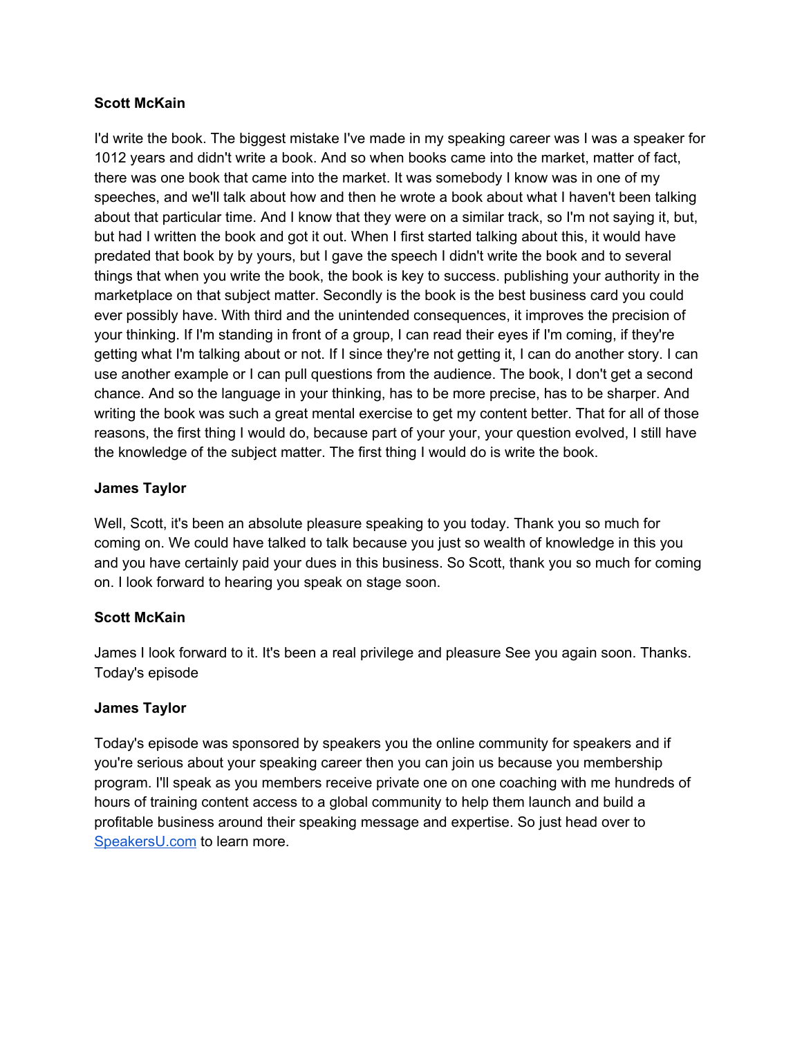**Scott McKain**

I'd write the book. The biggest mistake I've made in my speaking career was I was a speaker for 1012 years and didn't write a book. And so when books came into the market, matter of fact, there was one book that came into the market. It was somebody I know was in one of my speeches, and we'll talk about how and then he wrote a book about what I haven't been talking about that particular time. And I know that they were on a similar track, so I'm not saying it, but, but had I written the book and got it out. When I first started talking about this, it would have predated that book by by yours, but I gave the speech I didn't write the book and to several things that when you write the book, the book is key to success. publishing your authority in the marketplace on that subject matter. Secondly is the book is the best business card you could ever possibly have. With third and the unintended consequences, it improves the precision of your thinking. If I'm standing in front of a group, I can read their eyes if I'm coming, if they're getting what I'm talking about or not. If I since they're not getting it, I can do another story. I can use another example or I can pull questions from the audience. The book, I don't get a second chance. And so the language in your thinking, has to be more precise, has to be sharper. And writing the book was such a great mental exercise to get my content better. That for all of those reasons, the first thing I would do, because part of your your, your question evolved, I still have the knowledge of the subject matter. The first thing I would do is write the book.

**James Taylor**

Well, Scott, it's been an absolute pleasure speaking to you today. Thank you so much for coming on. We could have talked to talk because you just so wealth of knowledge in this you and you have certainly paid your dues in this business. So Scott, thank you so much for coming on. I look forward to hearing you speak on stage soon.

**Scott McKain**

James I look forward to it. It's been a real privilege and pleasure See you again soon. Thanks. Today's episode

**James Taylor**

Today's episode was sponsored by speakers you the online community for speakers and if you're serious about your speaking career then you can join us because you membership program. I'll speak as you members receive private one on one coaching with me hundreds of hours of training content access to a global community to help them launch and build a profitable business around their speaking message and expertise. So just head over to [SpeakersU.com](http://SpeakersU.com) to learn more.